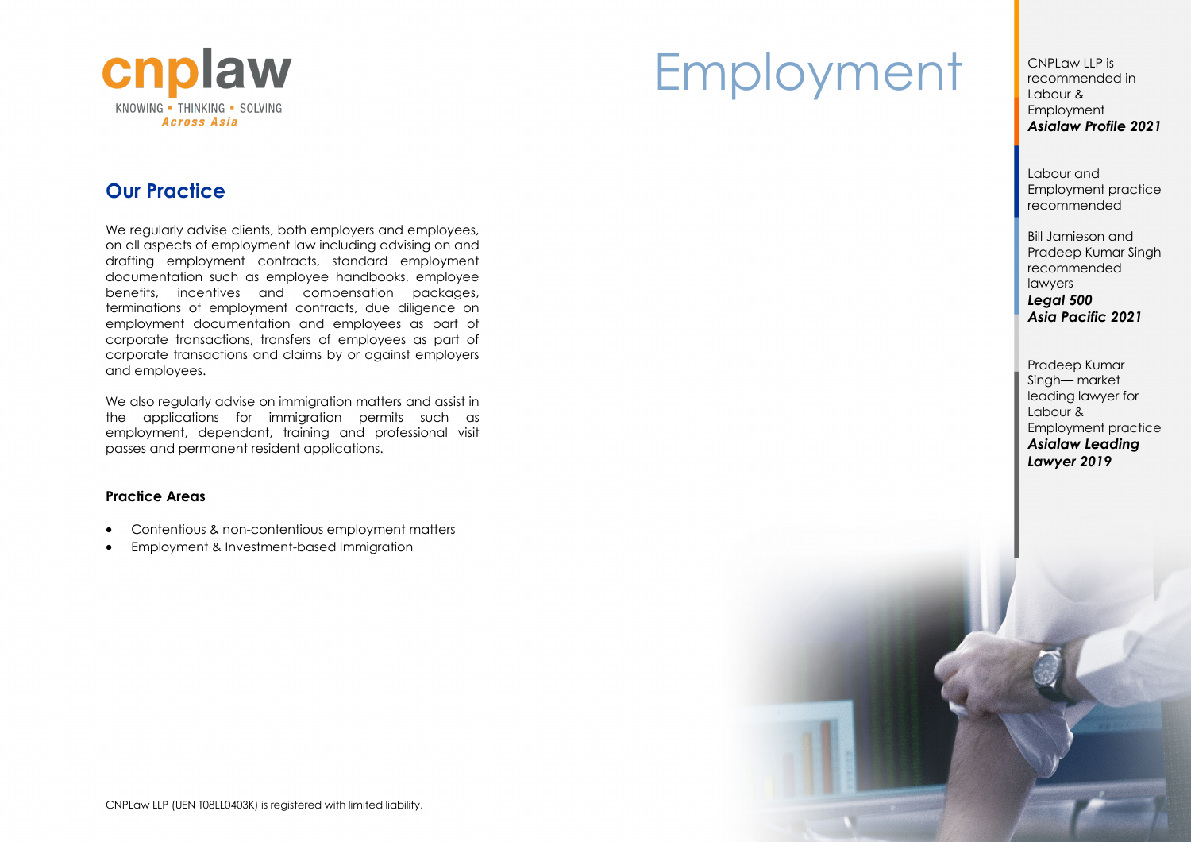cnplaw

KNOWING ▪ THINKING ▪ SOLVING
*Across Asia*

# Employment

## Our Practice

We regularly advise clients, both employers and employees, on all aspects of employment law including advising on and drafting employment contracts, standard employment documentation such as employee handbooks, employee benefits, incentives and compensation packages, terminations of employment contracts, due diligence on employment documentation and employees as part of corporate transactions, transfers of employees as part of corporate transactions and claims by or against employers and employees.

We also regularly advise on immigration matters and assist in the applications for immigration permits such as employment, dependant, training and professional visit passes and permanent resident applications.

### Practice Areas

- Contentious & non-contentious employment matters
- Employment & Investment-based Immigration

CNPLaw LLP is recommended in Labour & Employment
***Asialaw Profile 2021***

Labour and Employment practice recommended

Bill Jamieson and Pradeep Kumar Singh recommended lawyers
***Legal 500 Asia Pacific 2021***

Pradeep Kumar Singh— market leading lawyer for Labour & Employment practice
***Asialaw Leading Lawyer 2019***

CNPLaw LLP (UEN T08LL0403K) is registered with limited liability.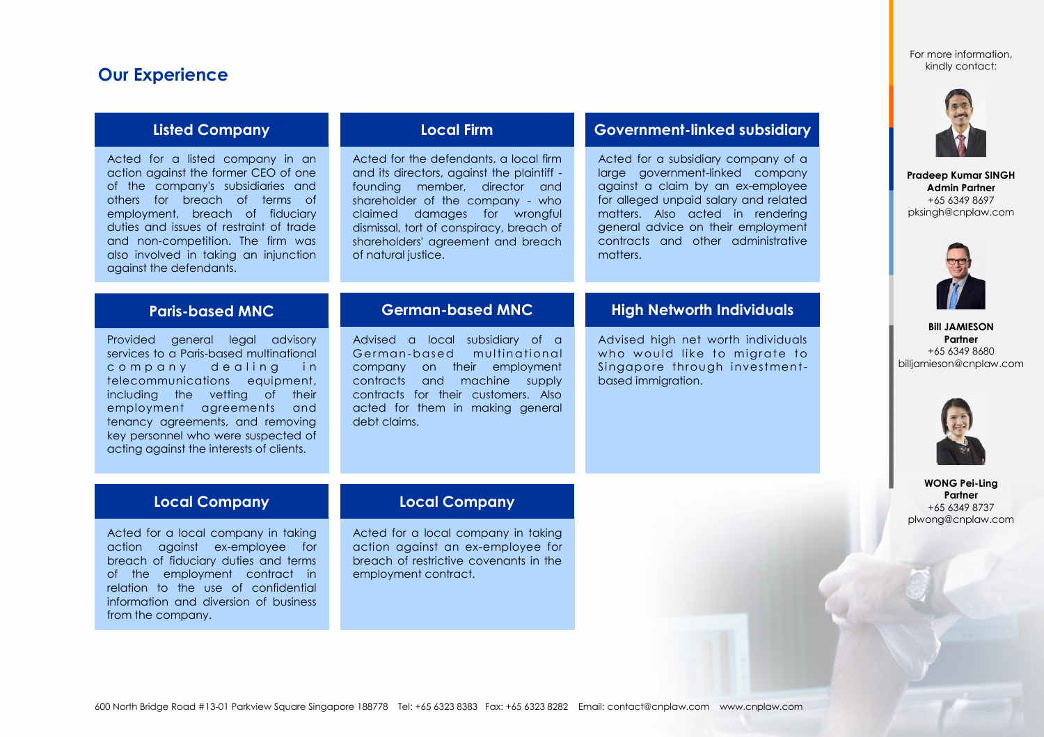## Our Experience

### Listed Company

Acted for a listed company in an action against the former CEO of one of the company's subsidiaries and others for breach of terms of employment, breach of fiduciary duties and issues of restraint of trade and non-competition. The firm was also involved in taking an injunction against the defendants.

### Local Firm

Acted for the defendants, a local firm and its directors, against the plaintiff - founding member, director and shareholder of the company - who claimed damages for wrongful dismissal, tort of conspiracy, breach of shareholders' agreement and breach of natural justice.

### Government-linked subsidiary

Acted for a subsidiary company of a large government-linked company against a claim by an ex-employee for alleged unpaid salary and related matters. Also acted in rendering general advice on their employment contracts and other administrative matters.

### Paris-based MNC

Provided general legal advisory services to a Paris-based multinational company dealing in telecommunications equipment, including the vetting of their employment agreements and tenancy agreements, and removing key personnel who were suspected of acting against the interests of clients.

### German-based MNC

Advised a local subsidiary of a German-based multinational company on their employment contracts and machine supply contracts for their customers. Also acted for them in making general debt claims.

### High Networth Individuals

Advised high net worth individuals who would like to migrate to Singapore through investment-based immigration.

### Local Company

Acted for a local company in taking action against ex-employee for breach of fiduciary duties and terms of the employment contract in relation to the use of confidential information and diversion of business from the company.

### Local Company

Acted for a local company in taking action against an ex-employee for breach of restrictive covenants in the employment contract.

For more information, kindly contact:

**Pradeep Kumar SINGH**
**Admin Partner**
+65 6349 8697
pksingh@cnplaw.com

**Bill JAMIESON**
**Partner**
+65 6349 8680
billjamieson@cnplaw.com

**WONG Pei-Ling**
**Partner**
+65 6349 8737
plwong@cnplaw.com

600 North Bridge Road #13-01 Parkview Square Singapore 188778 Tel: +65 6323 8383 Fax: +65 6323 8282 Email: contact@cnplaw.com www.cnplaw.com